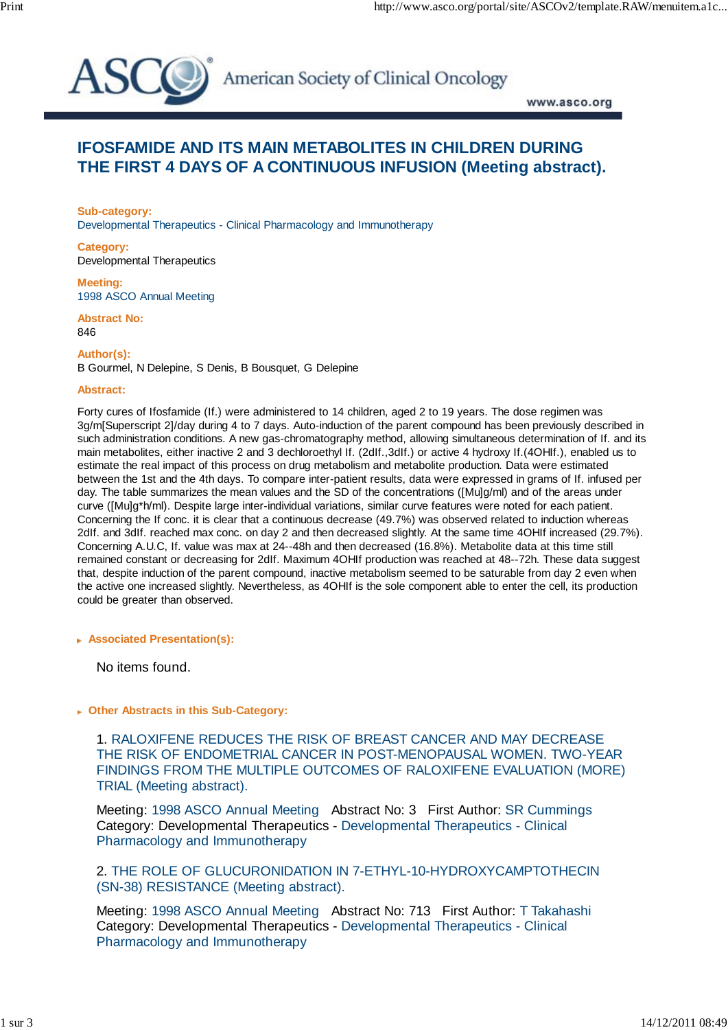ASCO American Society of Clinical Oncology www.asco.org

# IFOSFAMIDE AND ITS MAIN METABOLITES IN CHILDREN DURING THE FIRST 4 DAYS OF A CONTINUOUS INFUSION (Meeting abstract).

**Sub-category:**
Developmental Therapeutics - Clinical Pharmacology and Immunotherapy

**Category:**
Developmental Therapeutics

**Meeting:**
1998 ASCO Annual Meeting

**Abstract No:**
846

**Author(s):**
B Gourmel, N Delepine, S Denis, B Bousquet, G Delepine

**Abstract:**

Forty cures of Ifosfamide (If.) were administered to 14 children, aged 2 to 19 years. The dose regimen was 3g/m[Superscript 2]/day during 4 to 7 days. Auto-induction of the parent compound has been previously described in such administration conditions. A new gas-chromatography method, allowing simultaneous determination of If. and its main metabolites, either inactive 2 and 3 dechloroethyl If. (2dIf.,3dIf.) or active 4 hydroxy If.(4OHIf.), enabled us to estimate the real impact of this process on drug metabolism and metabolite production. Data were estimated between the 1st and the 4th days. To compare inter-patient results, data were expressed in grams of If. infused per day. The table summarizes the mean values and the SD of the concentrations ([Mu]g/ml) and of the areas under curve ([Mu]g*h/ml). Despite large inter-individual variations, similar curve features were noted for each patient. Concerning the If conc. it is clear that a continuous decrease (49.7%) was observed related to induction whereas 2dIf. and 3dIf. reached max conc. on day 2 and then decreased slightly. At the same time 4OHIf increased (29.7%). Concerning A.U.C, If. value was max at 24--48h and then decreased (16.8%). Metabolite data at this time still remained constant or decreasing for 2dIf. Maximum 4OHIf production was reached at 48--72h. These data suggest that, despite induction of the parent compound, inactive metabolism seemed to be saturable from day 2 even when the active one increased slightly. Nevertheless, as 4OHIf is the sole component able to enter the cell, its production could be greater than observed.

**Associated Presentation(s):**

No items found.

**Other Abstracts in this Sub-Category:**

1. RALOXIFENE REDUCES THE RISK OF BREAST CANCER AND MAY DECREASE THE RISK OF ENDOMETRIAL CANCER IN POST-MENOPAUSAL WOMEN. TWO-YEAR FINDINGS FROM THE MULTIPLE OUTCOMES OF RALOXIFENE EVALUATION (MORE) TRIAL (Meeting abstract).

Meeting: 1998 ASCO Annual Meeting   Abstract No: 3   First Author: SR Cummings
Category: Developmental Therapeutics - Developmental Therapeutics - Clinical Pharmacology and Immunotherapy

2. THE ROLE OF GLUCURONIDATION IN 7-ETHYL-10-HYDROXYCAMPTOTHECIN (SN-38) RESISTANCE (Meeting abstract).

Meeting: 1998 ASCO Annual Meeting   Abstract No: 713   First Author: T Takahashi
Category: Developmental Therapeutics - Developmental Therapeutics - Clinical Pharmacology and Immunotherapy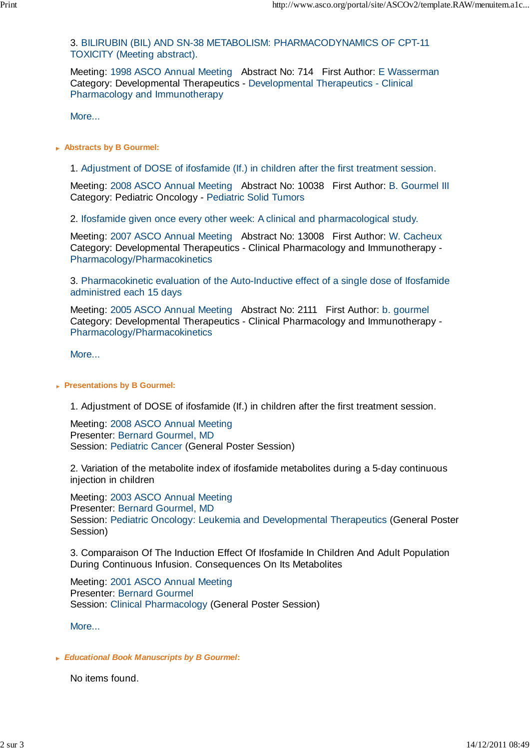3. BILIRUBIN (BIL) AND SN-38 METABOLISM: PHARMACODYNAMICS OF CPT-11 TOXICITY (Meeting abstract).

Meeting: 1998 ASCO Annual Meeting   Abstract No: 714   First Author: E Wasserman
Category: Developmental Therapeutics - Developmental Therapeutics - Clinical Pharmacology and Immunotherapy

More...

### Abstracts by B Gourmel:

1. Adjustment of DOSE of ifosfamide (If.) in children after the first treatment session.

Meeting: 2008 ASCO Annual Meeting   Abstract No: 10038   First Author: B. Gourmel III
Category: Pediatric Oncology - Pediatric Solid Tumors

2. Ifosfamide given once every other week: A clinical and pharmacological study.

Meeting: 2007 ASCO Annual Meeting   Abstract No: 13008   First Author: W. Cacheux
Category: Developmental Therapeutics - Clinical Pharmacology and Immunotherapy - Pharmacology/Pharmacokinetics

3. Pharmacokinetic evaluation of the Auto-Inductive effect of a single dose of Ifosfamide administred each 15 days

Meeting: 2005 ASCO Annual Meeting   Abstract No: 2111   First Author: b. gourmel
Category: Developmental Therapeutics - Clinical Pharmacology and Immunotherapy - Pharmacology/Pharmacokinetics

More...

### Presentations by B Gourmel:

1. Adjustment of DOSE of ifosfamide (If.) in children after the first treatment session.

Meeting: 2008 ASCO Annual Meeting
Presenter: Bernard Gourmel, MD
Session: Pediatric Cancer (General Poster Session)

2. Variation of the metabolite index of ifosfamide metabolites during a 5-day continuous injection in children

Meeting: 2003 ASCO Annual Meeting
Presenter: Bernard Gourmel, MD
Session: Pediatric Oncology: Leukemia and Developmental Therapeutics (General Poster Session)

3. Comparaison Of The Induction Effect Of Ifosfamide In Children And Adult Population During Continuous Infusion. Consequences On Its Metabolites

Meeting: 2001 ASCO Annual Meeting
Presenter: Bernard Gourmel
Session: Clinical Pharmacology (General Poster Session)

More...

### *Educational Book Manuscripts by B Gourmel*:

No items found.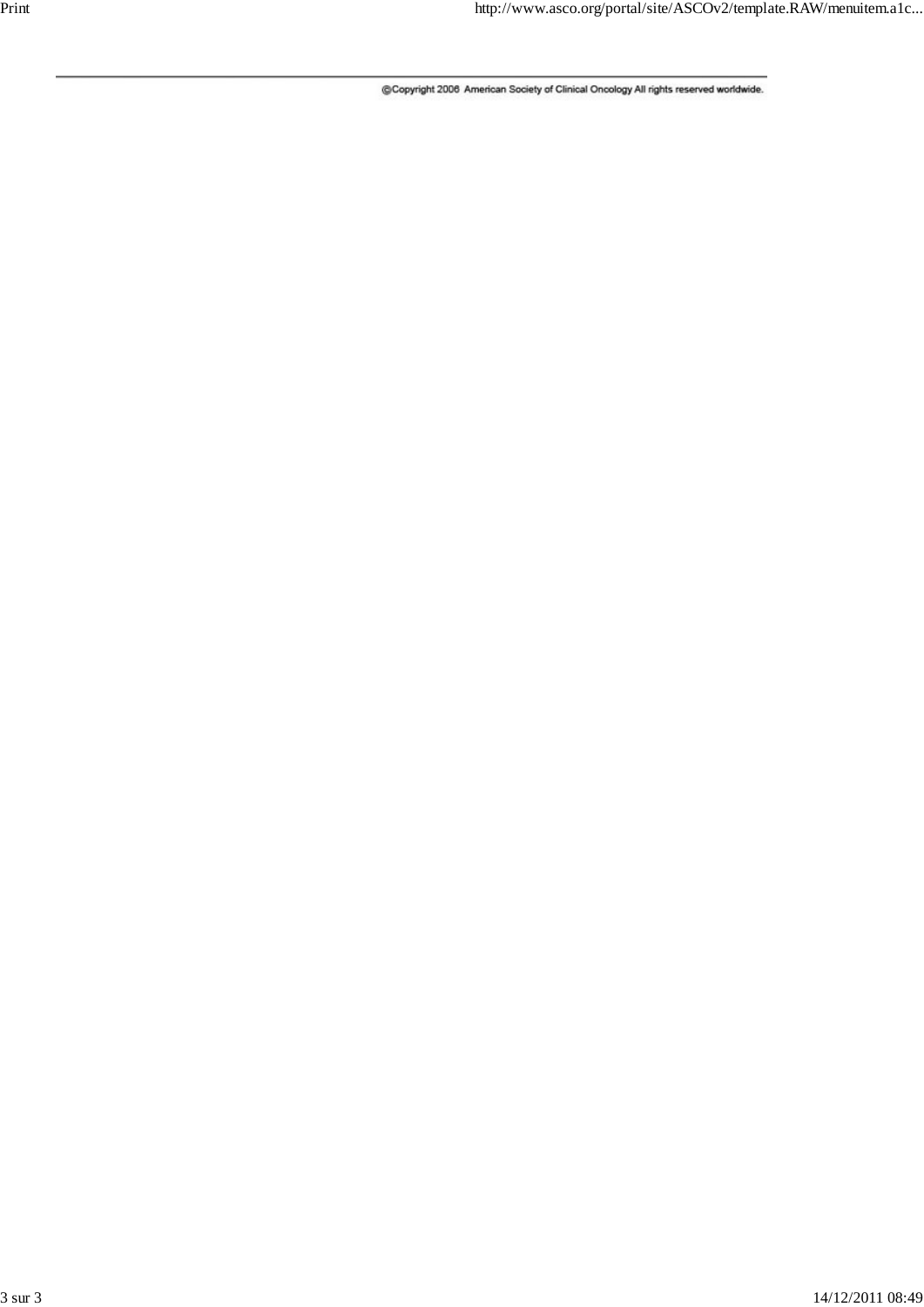©Copyright 2006 American Society of Clinical Oncology All rights reserved worldwide.